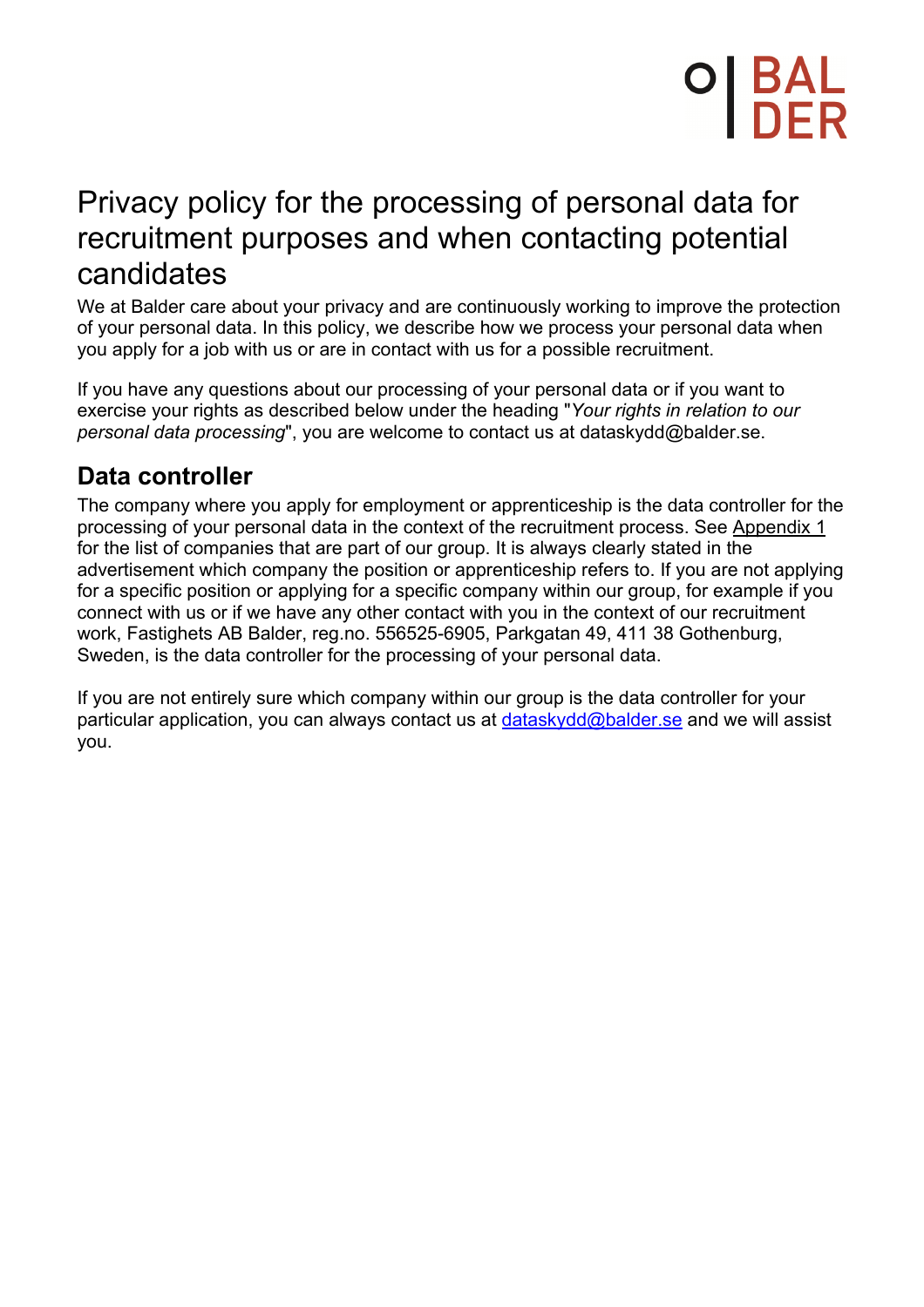# Privacy policy for the processing of personal data for recruitment purposes and when contacting potential candidates

We at Balder care about your privacy and are continuously working to improve the protection of your personal data. In this policy, we describe how we process your personal data when you apply for a job with us or are in contact with us for a possible recruitment.

If you have any questions about our processing of your personal data or if you want to exercise your rights as described below under the heading "*Your rights in relation to our personal data processing*", you are welcome to contact us at dataskydd@balder.se.

## Data controller

The company where you apply for employment or apprenticeship is the data controller for the processing of your personal data in the context of the recruitment process. See Appendix 1 for the list of companies that are part of our group. It is always clearly stated in the advertisement which company the position or apprenticeship refers to. If you are not applying for a specific position or applying for a specific company within our group, for example if you connect with us or if we have any other contact with you in the context of our recruitment work, Fastighets AB Balder, reg.no. 556525-6905, Parkgatan 49, 411 38 Gothenburg, Sweden, is the data controller for the processing of your personal data.

If you are not entirely sure which company within our group is the data controller for your particular application, you can always contact us at dataskydd@balder.se and we will assist you.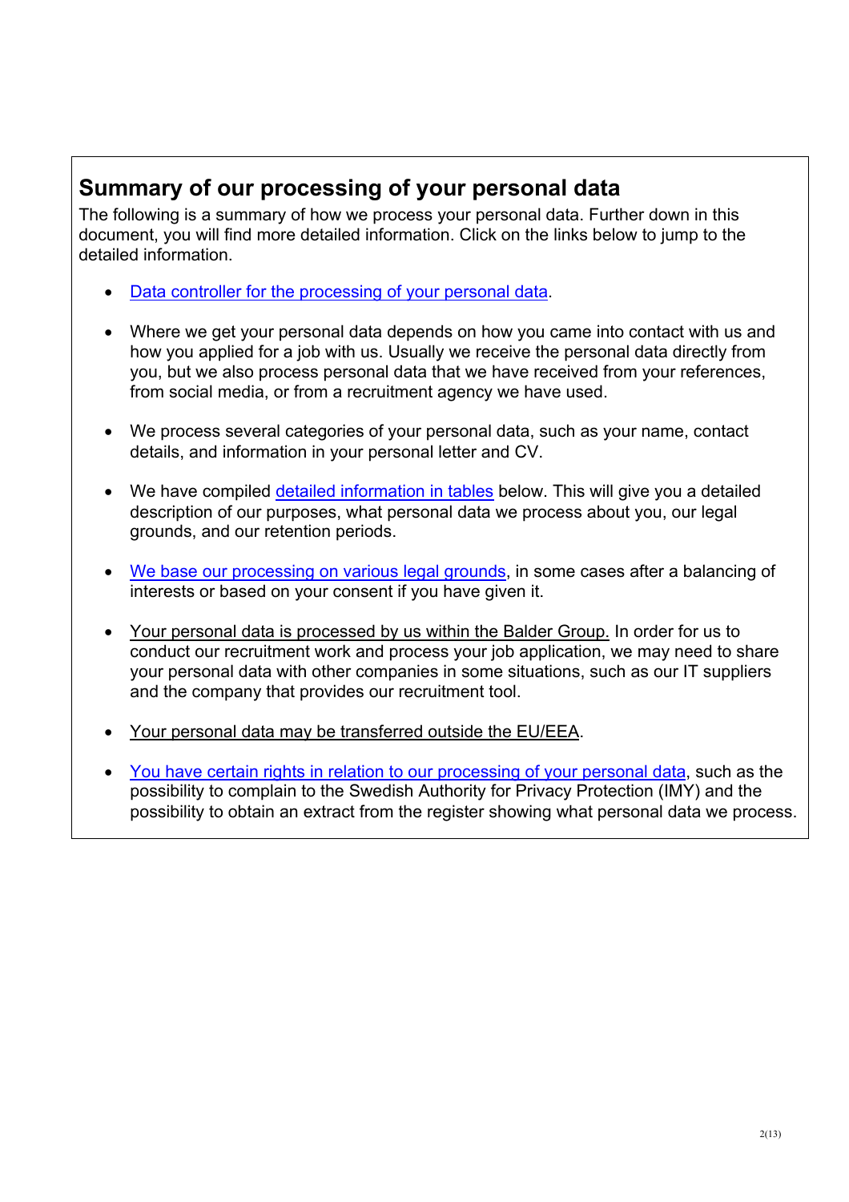## Summary of our processing of your personal data

The following is a summary of how we process your personal data. Further down in this document, you will find more detailed information. Click on the links below to jump to the detailed information.

- Data controller for the processing of your personal data.
- Where we get your personal data depends on how you came into contact with us and how you applied for a job with us. Usually we receive the personal data directly from you, but we also process personal data that we have received from your references, from social media, or from a recruitment agency we have used.
- We process several categories of your personal data, such as your name, contact details, and information in your personal letter and CV.
- We have compiled detailed information in tables below. This will give you a detailed description of our purposes, what personal data we process about you, our legal grounds, and our retention periods.
- We base our processing on various legal grounds, in some cases after a balancing of interests or based on your consent if you have given it.
- Your personal data is processed by us within the Balder Group. In order for us to conduct our recruitment work and process your job application, we may need to share your personal data with other companies in some situations, such as our IT suppliers and the company that provides our recruitment tool.
- Your personal data may be transferred outside the EU/EEA.
- You have certain rights in relation to our processing of your personal data, such as the possibility to complain to the Swedish Authority for Privacy Protection (IMY) and the possibility to obtain an extract from the register showing what personal data we process.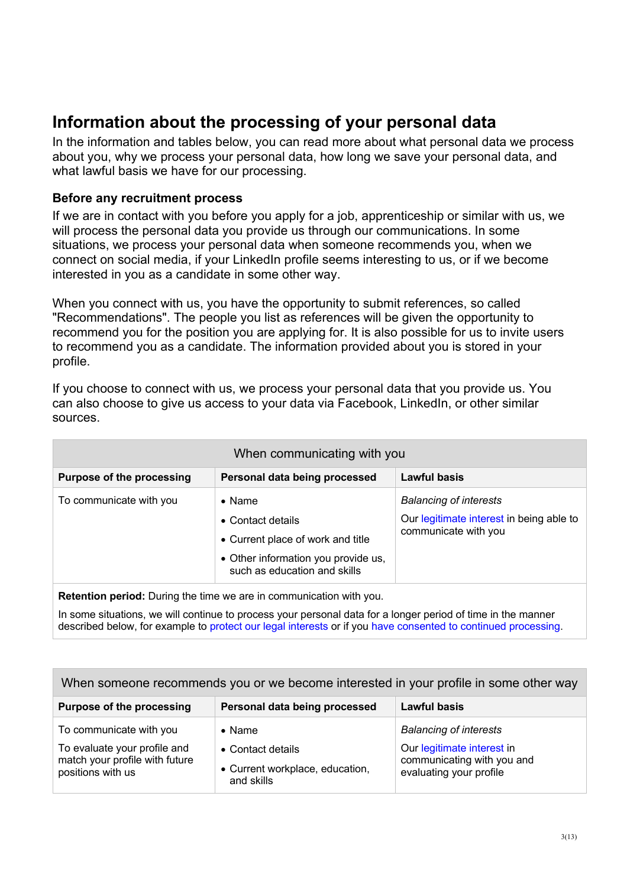## Information about the processing of your personal data

In the information and tables below, you can read more about what personal data we process about you, why we process your personal data, how long we save your personal data, and what lawful basis we have for our processing.

### Before any recruitment process

If we are in contact with you before you apply for a job, apprenticeship or similar with us, we will process the personal data you provide us through our communications. In some situations, we process your personal data when someone recommends you, when we connect on social media, if your LinkedIn profile seems interesting to us, or if we become interested in you as a candidate in some other way.

When you connect with us, you have the opportunity to submit references, so called "Recommendations". The people you list as references will be given the opportunity to recommend you for the position you are applying for. It is also possible for us to invite users to recommend you as a candidate. The information provided about you is stored in your profile.

If you choose to connect with us, we process your personal data that you provide us. You can also choose to give us access to your data via Facebook, LinkedIn, or other similar sources.

| When communicating with you | | |
|---|---|---|
| **Purpose of the processing** | **Personal data being processed** | **Lawful basis** |
| To communicate with you | • Name<br>• Contact details<br>• Current place of work and title<br>• Other information you provide us, such as education and skills | *Balancing of interests*<br>Our legitimate interest in being able to communicate with you |
| **Retention period:** During the time we are in communication with you.<br>In some situations, we will continue to process your personal data for a longer period of time in the manner described below, for example to protect our legal interests or if you have consented to continued processing. | | |

| When someone recommends you or we become interested in your profile in some other way | | |
|---|---|---|
| **Purpose of the processing** | **Personal data being processed** | **Lawful basis** |
| To communicate with you<br>To evaluate your profile and match your profile with future positions with us | • Name<br>• Contact details<br>• Current workplace, education, and skills | *Balancing of interests*<br>Our legitimate interest in communicating with you and evaluating your profile |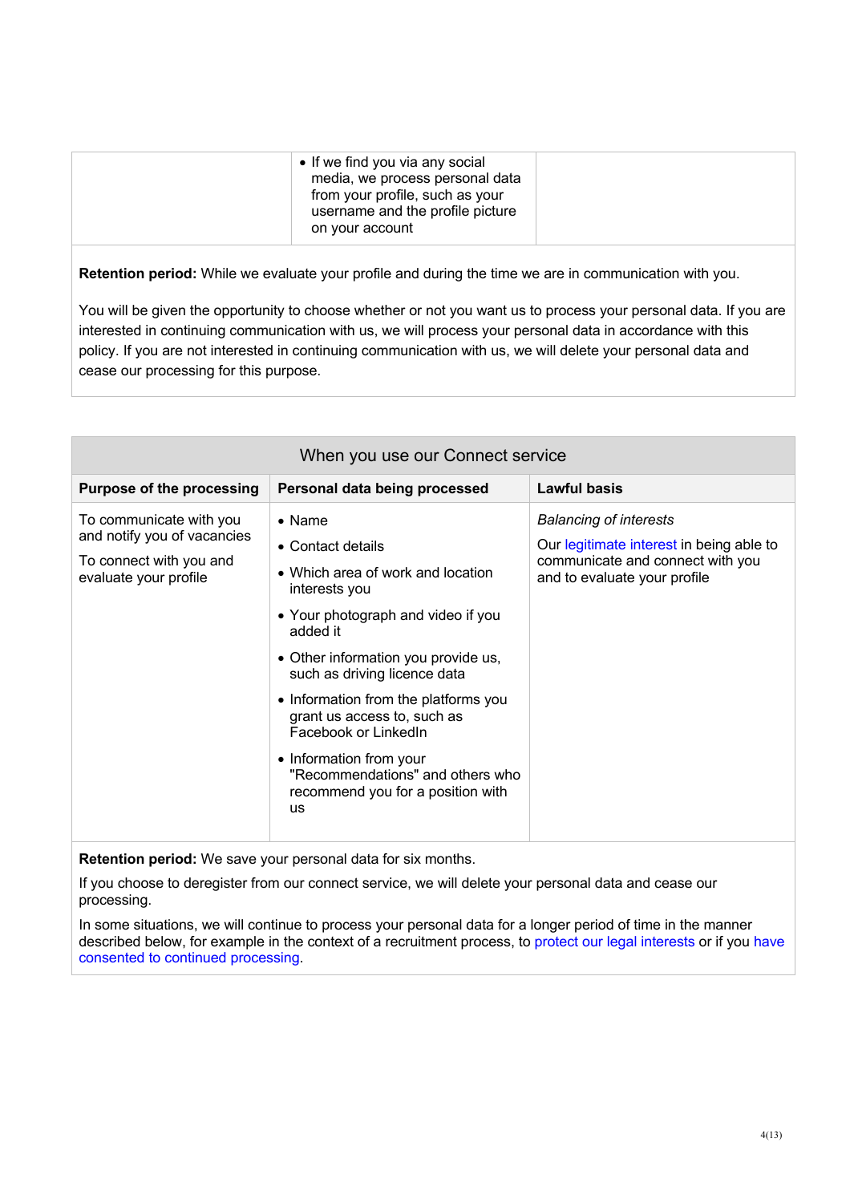| | | |
|---|---|---|
| | • If we find you via any social media, we process personal data from your profile, such as your username and the profile picture on your account | |

**Retention period:** While we evaluate your profile and during the time we are in communication with you.

You will be given the opportunity to choose whether or not you want us to process your personal data. If you are interested in continuing communication with us, we will process your personal data in accordance with this policy. If you are not interested in continuing communication with us, we will delete your personal data and cease our processing for this purpose.

## When you use our Connect service

| Purpose of the processing | Personal data being processed | Lawful basis |
|---|---|---|
| To communicate with you and notify you of vacancies<br><br>To connect with you and evaluate your profile | • Name<br>• Contact details<br>• Which area of work and location interests you<br>• Your photograph and video if you added it<br>• Other information you provide us, such as driving licence data<br>• Information from the platforms you grant us access to, such as Facebook or LinkedIn<br>• Information from your "Recommendations" and others who recommend you for a position with us | *Balancing of interests*<br><br>Our legitimate interest in being able to communicate and connect with you and to evaluate your profile |

**Retention period:** We save your personal data for six months.

If you choose to deregister from our connect service, we will delete your personal data and cease our processing.

In some situations, we will continue to process your personal data for a longer period of time in the manner described below, for example in the context of a recruitment process, to protect our legal interests or if you have consented to continued processing.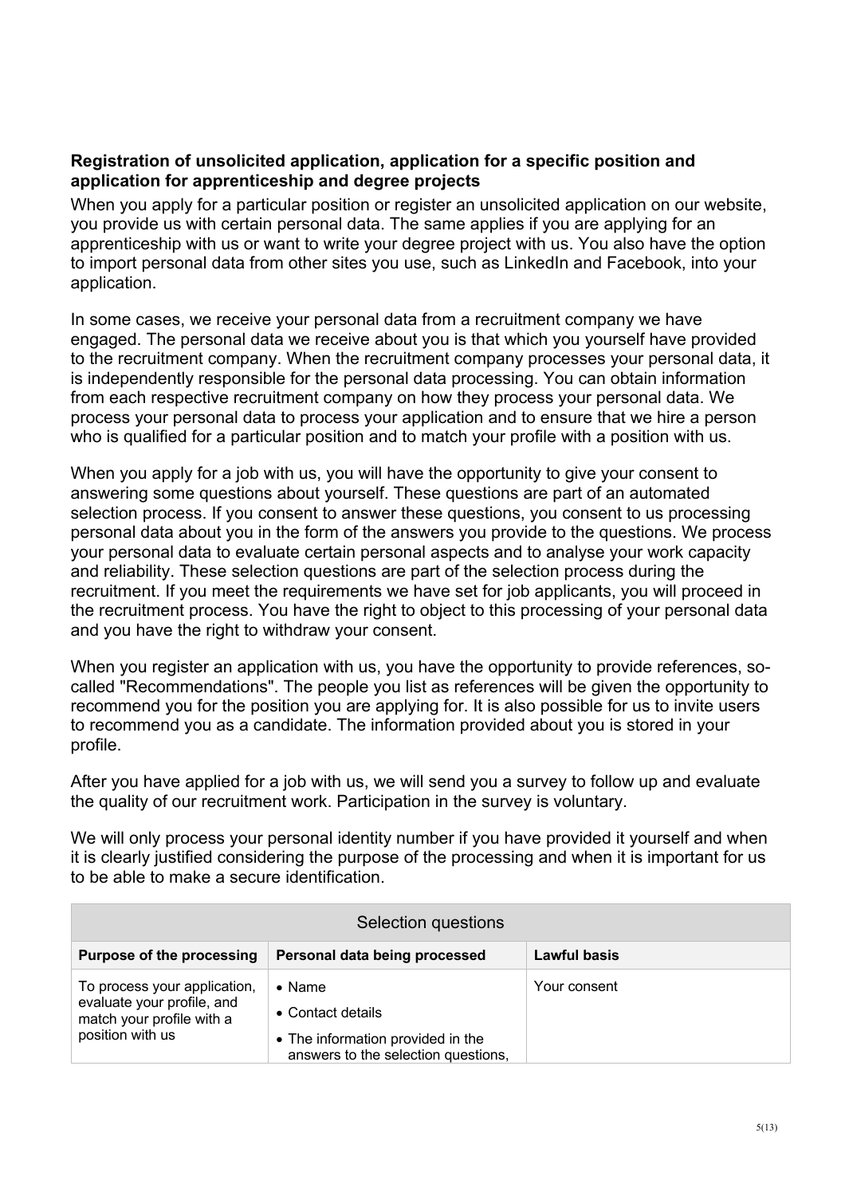**Registration of unsolicited application, application for a specific position and application for apprenticeship and degree projects**

When you apply for a particular position or register an unsolicited application on our website, you provide us with certain personal data. The same applies if you are applying for an apprenticeship with us or want to write your degree project with us. You also have the option to import personal data from other sites you use, such as LinkedIn and Facebook, into your application.

In some cases, we receive your personal data from a recruitment company we have engaged. The personal data we receive about you is that which you yourself have provided to the recruitment company. When the recruitment company processes your personal data, it is independently responsible for the personal data processing. You can obtain information from each respective recruitment company on how they process your personal data. We process your personal data to process your application and to ensure that we hire a person who is qualified for a particular position and to match your profile with a position with us.

When you apply for a job with us, you will have the opportunity to give your consent to answering some questions about yourself. These questions are part of an automated selection process. If you consent to answer these questions, you consent to us processing personal data about you in the form of the answers you provide to the questions. We process your personal data to evaluate certain personal aspects and to analyse your work capacity and reliability. These selection questions are part of the selection process during the recruitment. If you meet the requirements we have set for job applicants, you will proceed in the recruitment process. You have the right to object to this processing of your personal data and you have the right to withdraw your consent.

When you register an application with us, you have the opportunity to provide references, so-called "Recommendations". The people you list as references will be given the opportunity to recommend you for the position you are applying for. It is also possible for us to invite users to recommend you as a candidate. The information provided about you is stored in your profile.

After you have applied for a job with us, we will send you a survey to follow up and evaluate the quality of our recruitment work. Participation in the survey is voluntary.

We will only process your personal identity number if you have provided it yourself and when it is clearly justified considering the purpose of the processing and when it is important for us to be able to make a secure identification.

| Selection questions | | |
|---|---|---|
| **Purpose of the processing** | **Personal data being processed** | **Lawful basis** |
| To process your application, evaluate your profile, and match your profile with a position with us | • Name<br>• Contact details<br>• The information provided in the answers to the selection questions, | Your consent |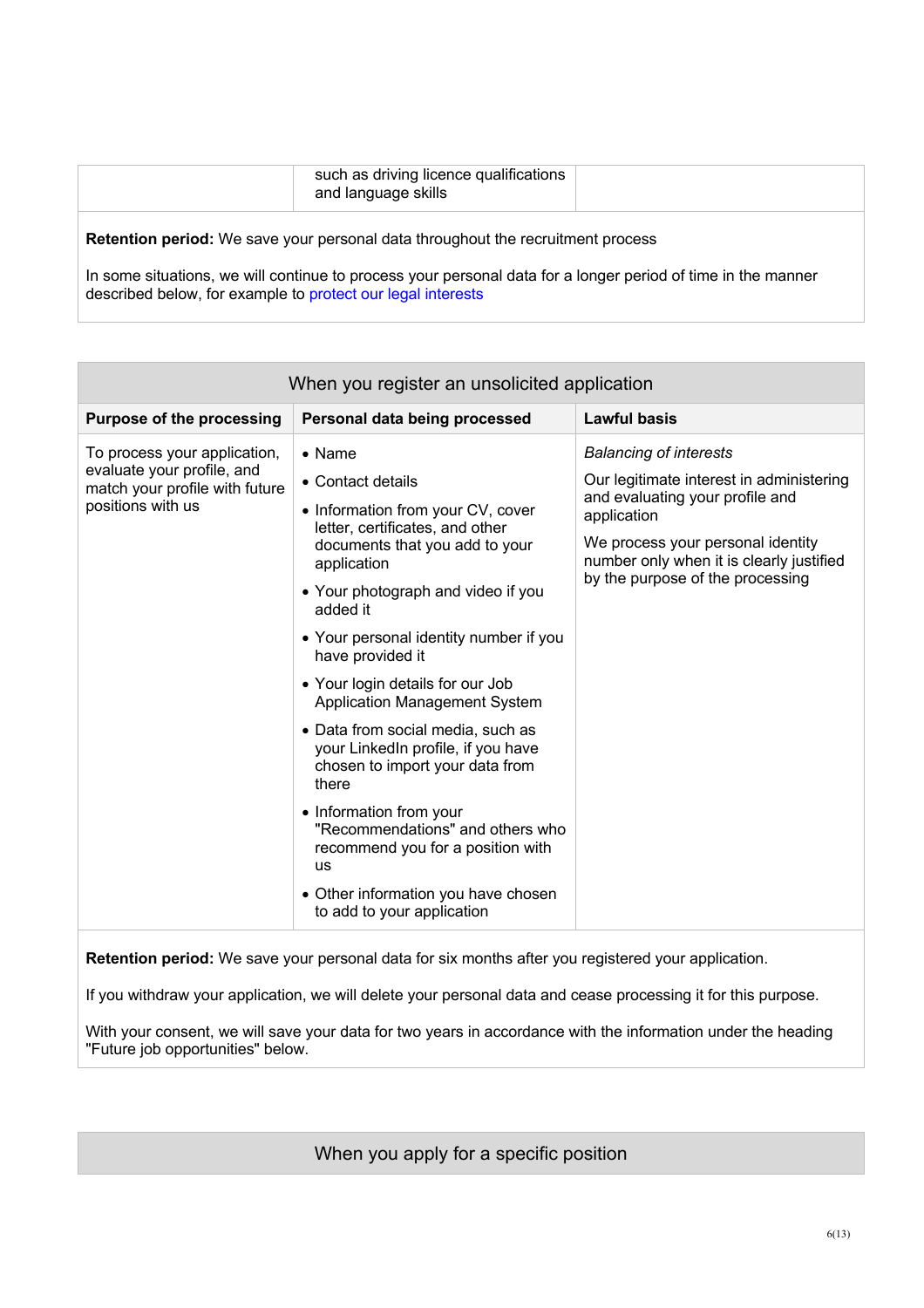| | such as driving licence qualifications and language skills | |
|---|---|---|

**Retention period:** We save your personal data throughout the recruitment process

In some situations, we will continue to process your personal data for a longer period of time in the manner described below, for example to protect our legal interests

## When you register an unsolicited application

| Purpose of the processing | Personal data being processed | Lawful basis |
|---|---|---|
| To process your application, evaluate your profile, and match your profile with future positions with us | • Name<br>• Contact details<br>• Information from your CV, cover letter, certificates, and other documents that you add to your application<br>• Your photograph and video if you added it<br>• Your personal identity number if you have provided it<br>• Your login details for our Job Application Management System<br>• Data from social media, such as your LinkedIn profile, if you have chosen to import your data from there<br>• Information from your "Recommendations" and others who recommend you for a position with us<br>• Other information you have chosen to add to your application | *Balancing of interests*<br>Our legitimate interest in administering and evaluating your profile and application<br>We process your personal identity number only when it is clearly justified by the purpose of the processing |

**Retention period:** We save your personal data for six months after you registered your application.

If you withdraw your application, we will delete your personal data and cease processing it for this purpose.

With your consent, we will save your data for two years in accordance with the information under the heading "Future job opportunities" below.

## When you apply for a specific position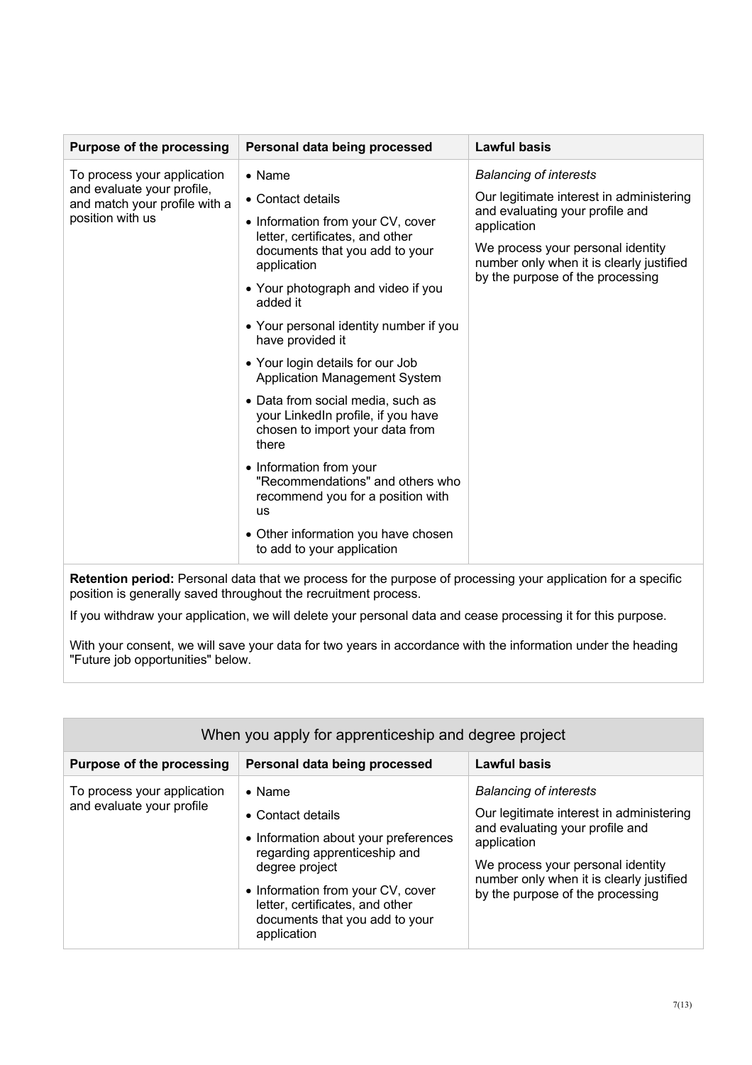| Purpose of the processing | Personal data being processed | Lawful basis |
|---|---|---|
| To process your application and evaluate your profile, and match your profile with a position with us | • Name<br>• Contact details<br>• Information from your CV, cover letter, certificates, and other documents that you add to your application<br>• Your photograph and video if you added it<br>• Your personal identity number if you have provided it<br>• Your login details for our Job Application Management System<br>• Data from social media, such as your LinkedIn profile, if you have chosen to import your data from there<br>• Information from your "Recommendations" and others who recommend you for a position with us<br>• Other information you have chosen to add to your application | *Balancing of interests*<br>Our legitimate interest in administering and evaluating your profile and application<br>We process your personal identity number only when it is clearly justified by the purpose of the processing |

**Retention period:** Personal data that we process for the purpose of processing your application for a specific position is generally saved throughout the recruitment process.

If you withdraw your application, we will delete your personal data and cease processing it for this purpose.

With your consent, we will save your data for two years in accordance with the information under the heading "Future job opportunities" below.

## When you apply for apprenticeship and degree project

| Purpose of the processing | Personal data being processed | Lawful basis |
|---|---|---|
| To process your application and evaluate your profile | • Name<br>• Contact details<br>• Information about your preferences regarding apprenticeship and degree project<br>• Information from your CV, cover letter, certificates, and other documents that you add to your application | *Balancing of interests*<br>Our legitimate interest in administering and evaluating your profile and application<br>We process your personal identity number only when it is clearly justified by the purpose of the processing |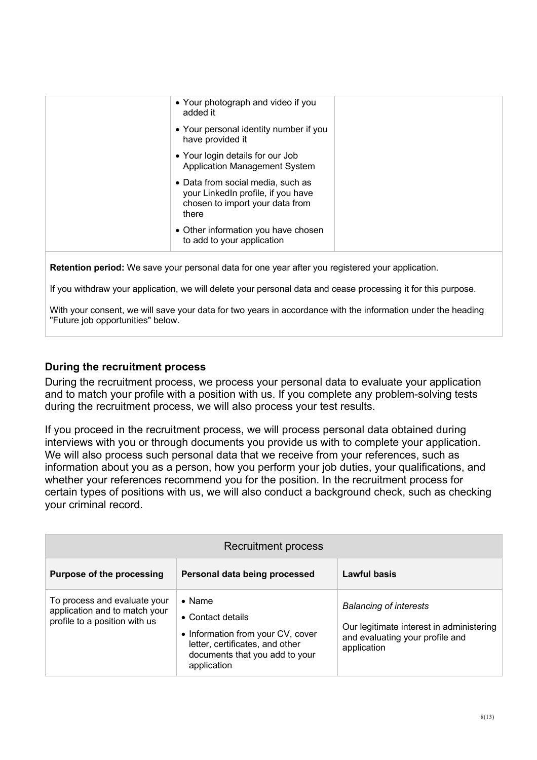| | | |
|---|---|---|
| | • Your photograph and video if you added it<br>• Your personal identity number if you have provided it<br>• Your login details for our Job Application Management System<br>• Data from social media, such as your LinkedIn profile, if you have chosen to import your data from there<br>• Other information you have chosen to add to your application | |

**Retention period:** We save your personal data for one year after you registered your application.

If you withdraw your application, we will delete your personal data and cease processing it for this purpose.

With your consent, we will save your data for two years in accordance with the information under the heading "Future job opportunities" below.

### During the recruitment process

During the recruitment process, we process your personal data to evaluate your application and to match your profile with a position with us. If you complete any problem-solving tests during the recruitment process, we will also process your test results.

If you proceed in the recruitment process, we will process personal data obtained during interviews with you or through documents you provide us with to complete your application. We will also process such personal data that we receive from your references, such as information about you as a person, how you perform your job duties, your qualifications, and whether your references recommend you for the position. In the recruitment process for certain types of positions with us, we will also conduct a background check, such as checking your criminal record.

| Recruitment process | | |
|---|---|---|
| **Purpose of the processing** | **Personal data being processed** | **Lawful basis** |
| To process and evaluate your application and to match your profile to a position with us | • Name<br>• Contact details<br>• Information from your CV, cover letter, certificates, and other documents that you add to your application | *Balancing of interests*<br><br>Our legitimate interest in administering and evaluating your profile and application |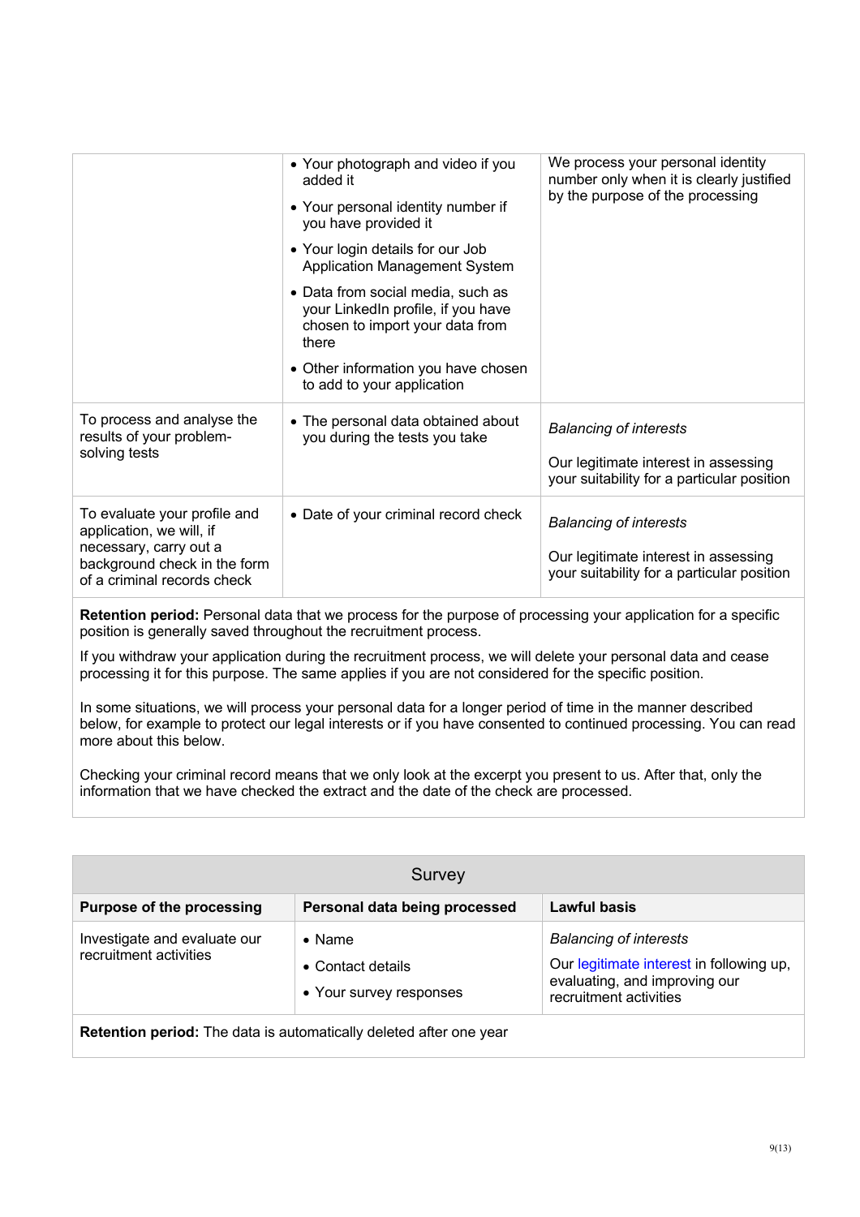| | | |
|---|---|---|
| | • Your photograph and video if you added it<br>• Your personal identity number if you have provided it<br>• Your login details for our Job Application Management System<br>• Data from social media, such as your LinkedIn profile, if you have chosen to import your data from there<br>• Other information you have chosen to add to your application | We process your personal identity number only when it is clearly justified by the purpose of the processing |
| To process and analyse the results of your problem-solving tests | • The personal data obtained about you during the tests you take | *Balancing of interests*<br>Our legitimate interest in assessing your suitability for a particular position |
| To evaluate your profile and application, we will, if necessary, carry out a background check in the form of a criminal records check | • Date of your criminal record check | *Balancing of interests*<br>Our legitimate interest in assessing your suitability for a particular position |

**Retention period:** Personal data that we process for the purpose of processing your application for a specific position is generally saved throughout the recruitment process.

If you withdraw your application during the recruitment process, we will delete your personal data and cease processing it for this purpose. The same applies if you are not considered for the specific position.

In some situations, we will process your personal data for a longer period of time in the manner described below, for example to protect our legal interests or if you have consented to continued processing. You can read more about this below.

Checking your criminal record means that we only look at the excerpt you present to us. After that, only the information that we have checked the extract and the date of the check are processed.

## Survey

| Purpose of the processing | Personal data being processed | Lawful basis |
|---|---|---|
| Investigate and evaluate our recruitment activities | • Name<br>• Contact details<br>• Your survey responses | *Balancing of interests*<br>Our legitimate interest in following up, evaluating, and improving our recruitment activities |

**Retention period:** The data is automatically deleted after one year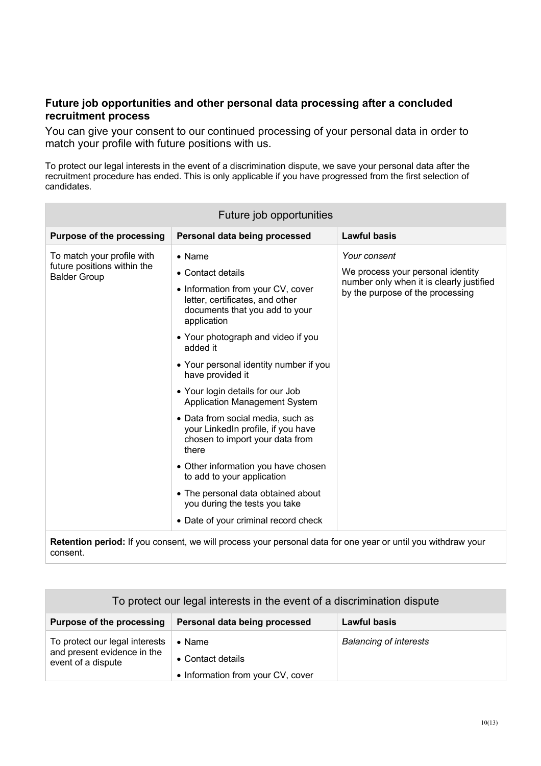### Future job opportunities and other personal data processing after a concluded recruitment process

You can give your consent to our continued processing of your personal data in order to match your profile with future positions with us.

To protect our legal interests in the event of a discrimination dispute, we save your personal data after the recruitment procedure has ended. This is only applicable if you have progressed from the first selection of candidates.

| Future job opportunities | | |
|---|---|---|
| **Purpose of the processing** | **Personal data being processed** | **Lawful basis** |
| To match your profile with future positions within the Balder Group | • Name<br>• Contact details<br>• Information from your CV, cover letter, certificates, and other documents that you add to your application<br>• Your photograph and video if you added it<br>• Your personal identity number if you have provided it<br>• Your login details for our Job Application Management System<br>• Data from social media, such as your LinkedIn profile, if you have chosen to import your data from there<br>• Other information you have chosen to add to your application<br>• The personal data obtained about you during the tests you take<br>• Date of your criminal record check | *Your consent*<br>We process your personal identity number only when it is clearly justified by the purpose of the processing |
| **Retention period:** If you consent, we will process your personal data for one year or until you withdraw your consent. | | |

| To protect our legal interests in the event of a discrimination dispute | | |
|---|---|---|
| **Purpose of the processing** | **Personal data being processed** | **Lawful basis** |
| To protect our legal interests and present evidence in the event of a dispute | • Name<br>• Contact details<br>• Information from your CV, cover | *Balancing of interests* |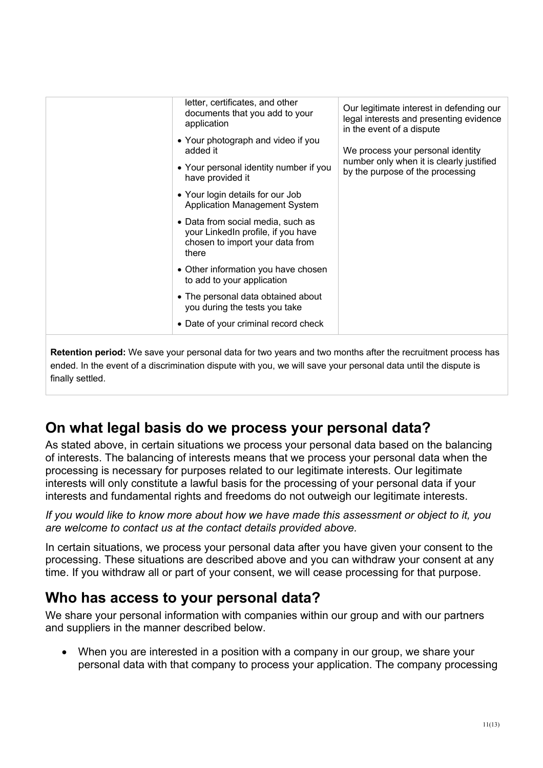| | | |
|---|---|---|
| | letter, certificates, and other documents that you add to your application<br>• Your photograph and video if you added it<br>• Your personal identity number if you have provided it<br>• Your login details for our Job Application Management System<br>• Data from social media, such as your LinkedIn profile, if you have chosen to import your data from there<br>• Other information you have chosen to add to your application<br>• The personal data obtained about you during the tests you take<br>• Date of your criminal record check | Our legitimate interest in defending our legal interests and presenting evidence in the event of a dispute<br><br>We process your personal identity number only when it is clearly justified by the purpose of the processing |
| **Retention period:** We save your personal data for two years and two months after the recruitment process has ended. In the event of a discrimination dispute with you, we will save your personal data until the dispute is finally settled. | | |

## On what legal basis do we process your personal data?

As stated above, in certain situations we process your personal data based on the balancing of interests. The balancing of interests means that we process your personal data when the processing is necessary for purposes related to our legitimate interests. Our legitimate interests will only constitute a lawful basis for the processing of your personal data if your interests and fundamental rights and freedoms do not outweigh our legitimate interests.

*If you would like to know more about how we have made this assessment or object to it, you are welcome to contact us at the contact details provided above.*

In certain situations, we process your personal data after you have given your consent to the processing. These situations are described above and you can withdraw your consent at any time. If you withdraw all or part of your consent, we will cease processing for that purpose.

## Who has access to your personal data?

We share your personal information with companies within our group and with our partners and suppliers in the manner described below.

- When you are interested in a position with a company in our group, we share your personal data with that company to process your application. The company processing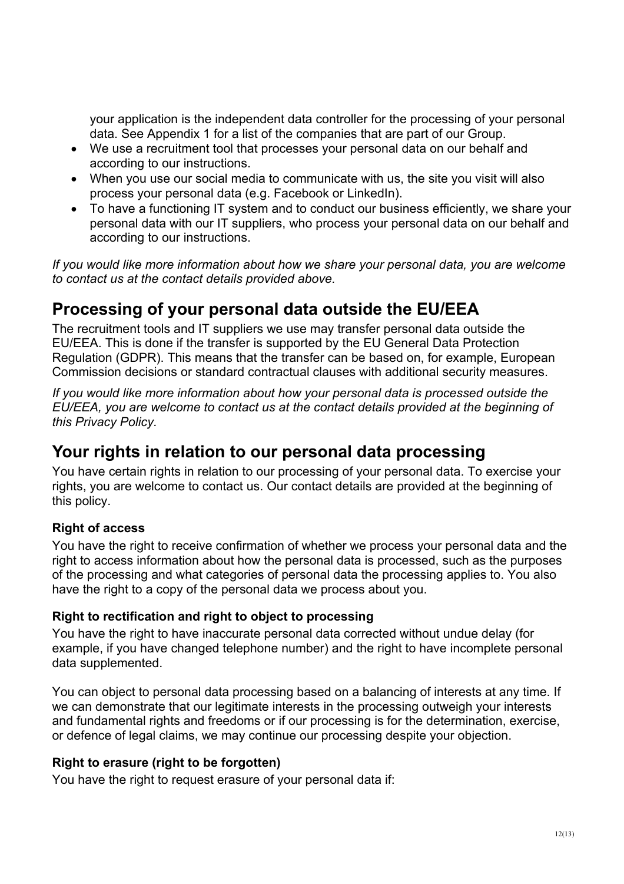your application is the independent data controller for the processing of your personal data. See Appendix 1 for a list of the companies that are part of our Group.

- We use a recruitment tool that processes your personal data on our behalf and according to our instructions.
- When you use our social media to communicate with us, the site you visit will also process your personal data (e.g. Facebook or LinkedIn).
- To have a functioning IT system and to conduct our business efficiently, we share your personal data with our IT suppliers, who process your personal data on our behalf and according to our instructions.

*If you would like more information about how we share your personal data, you are welcome to contact us at the contact details provided above.*

## Processing of your personal data outside the EU/EEA

The recruitment tools and IT suppliers we use may transfer personal data outside the EU/EEA. This is done if the transfer is supported by the EU General Data Protection Regulation (GDPR). This means that the transfer can be based on, for example, European Commission decisions or standard contractual clauses with additional security measures.

*If you would like more information about how your personal data is processed outside the EU/EEA, you are welcome to contact us at the contact details provided at the beginning of this Privacy Policy.*

## Your rights in relation to our personal data processing

You have certain rights in relation to our processing of your personal data. To exercise your rights, you are welcome to contact us. Our contact details are provided at the beginning of this policy.

### Right of access

You have the right to receive confirmation of whether we process your personal data and the right to access information about how the personal data is processed, such as the purposes of the processing and what categories of personal data the processing applies to. You also have the right to a copy of the personal data we process about you.

### Right to rectification and right to object to processing

You have the right to have inaccurate personal data corrected without undue delay (for example, if you have changed telephone number) and the right to have incomplete personal data supplemented.

You can object to personal data processing based on a balancing of interests at any time. If we can demonstrate that our legitimate interests in the processing outweigh your interests and fundamental rights and freedoms or if our processing is for the determination, exercise, or defence of legal claims, we may continue our processing despite your objection.

### Right to erasure (right to be forgotten)

You have the right to request erasure of your personal data if: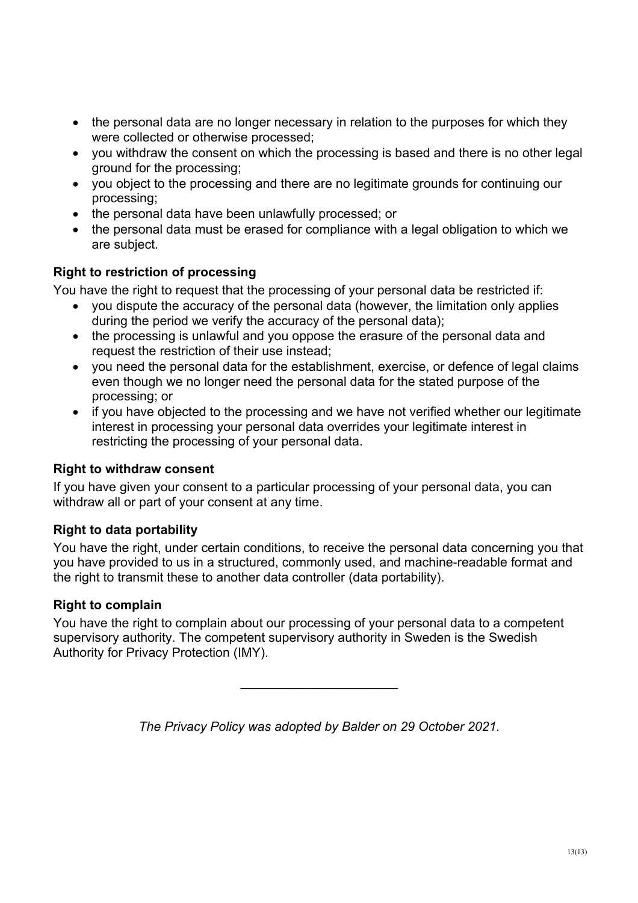- the personal data are no longer necessary in relation to the purposes for which they were collected or otherwise processed;
- you withdraw the consent on which the processing is based and there is no other legal ground for the processing;
- you object to the processing and there are no legitimate grounds for continuing our processing;
- the personal data have been unlawfully processed; or
- the personal data must be erased for compliance with a legal obligation to which we are subject.

**Right to restriction of processing**

You have the right to request that the processing of your personal data be restricted if:

- you dispute the accuracy of the personal data (however, the limitation only applies during the period we verify the accuracy of the personal data);
- the processing is unlawful and you oppose the erasure of the personal data and request the restriction of their use instead;
- you need the personal data for the establishment, exercise, or defence of legal claims even though we no longer need the personal data for the stated purpose of the processing; or
- if you have objected to the processing and we have not verified whether our legitimate interest in processing your personal data overrides your legitimate interest in restricting the processing of your personal data.

**Right to withdraw consent**

If you have given your consent to a particular processing of your personal data, you can withdraw all or part of your consent at any time.

**Right to data portability**

You have the right, under certain conditions, to receive the personal data concerning you that you have provided to us in a structured, commonly used, and machine-readable format and the right to transmit these to another data controller (data portability).

**Right to complain**

You have the right to complain about our processing of your personal data to a competent supervisory authority. The competent supervisory authority in Sweden is the Swedish Authority for Privacy Protection (IMY).

---

*The Privacy Policy was adopted by Balder on 29 October 2021.*